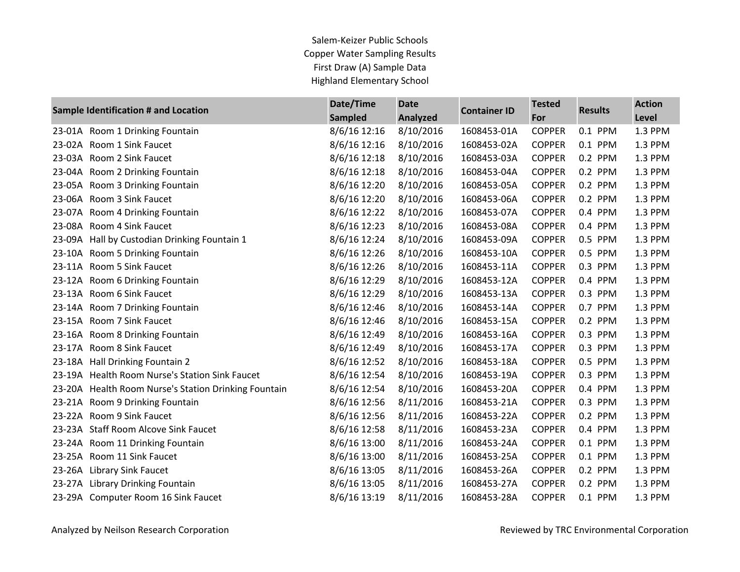Salem-Keizer Public Schools
Copper Water Sampling Results
First Draw (A) Sample Data
Highland Elementary School

| Sample Identification # and Location | Date/Time Sampled | Date Analyzed | Container ID | Tested For | Results | Action Level |
|---|---|---|---|---|---|---|
| 23-01A Room 1 Drinking Fountain | 8/6/16 12:16 | 8/10/2016 | 1608453-01A | COPPER | 0.1 PPM | 1.3 PPM |
| 23-02A Room 1 Sink Faucet | 8/6/16 12:16 | 8/10/2016 | 1608453-02A | COPPER | 0.1 PPM | 1.3 PPM |
| 23-03A Room 2 Sink Faucet | 8/6/16 12:18 | 8/10/2016 | 1608453-03A | COPPER | 0.2 PPM | 1.3 PPM |
| 23-04A Room 2 Drinking Fountain | 8/6/16 12:18 | 8/10/2016 | 1608453-04A | COPPER | 0.2 PPM | 1.3 PPM |
| 23-05A Room 3 Drinking Fountain | 8/6/16 12:20 | 8/10/2016 | 1608453-05A | COPPER | 0.2 PPM | 1.3 PPM |
| 23-06A Room 3 Sink Faucet | 8/6/16 12:20 | 8/10/2016 | 1608453-06A | COPPER | 0.2 PPM | 1.3 PPM |
| 23-07A Room 4 Drinking Fountain | 8/6/16 12:22 | 8/10/2016 | 1608453-07A | COPPER | 0.4 PPM | 1.3 PPM |
| 23-08A Room 4 Sink Faucet | 8/6/16 12:23 | 8/10/2016 | 1608453-08A | COPPER | 0.4 PPM | 1.3 PPM |
| 23-09A Hall by Custodian Drinking Fountain 1 | 8/6/16 12:24 | 8/10/2016 | 1608453-09A | COPPER | 0.5 PPM | 1.3 PPM |
| 23-10A Room 5 Drinking Fountain | 8/6/16 12:26 | 8/10/2016 | 1608453-10A | COPPER | 0.5 PPM | 1.3 PPM |
| 23-11A Room 5 Sink Faucet | 8/6/16 12:26 | 8/10/2016 | 1608453-11A | COPPER | 0.3 PPM | 1.3 PPM |
| 23-12A Room 6 Drinking Fountain | 8/6/16 12:29 | 8/10/2016 | 1608453-12A | COPPER | 0.4 PPM | 1.3 PPM |
| 23-13A Room 6 Sink Faucet | 8/6/16 12:29 | 8/10/2016 | 1608453-13A | COPPER | 0.3 PPM | 1.3 PPM |
| 23-14A Room 7 Drinking Fountain | 8/6/16 12:46 | 8/10/2016 | 1608453-14A | COPPER | 0.7 PPM | 1.3 PPM |
| 23-15A Room 7 Sink Faucet | 8/6/16 12:46 | 8/10/2016 | 1608453-15A | COPPER | 0.2 PPM | 1.3 PPM |
| 23-16A Room 8 Drinking Fountain | 8/6/16 12:49 | 8/10/2016 | 1608453-16A | COPPER | 0.3 PPM | 1.3 PPM |
| 23-17A Room 8 Sink Faucet | 8/6/16 12:49 | 8/10/2016 | 1608453-17A | COPPER | 0.3 PPM | 1.3 PPM |
| 23-18A Hall Drinking Fountain 2 | 8/6/16 12:52 | 8/10/2016 | 1608453-18A | COPPER | 0.5 PPM | 1.3 PPM |
| 23-19A Health Room Nurse's Station Sink Faucet | 8/6/16 12:54 | 8/10/2016 | 1608453-19A | COPPER | 0.3 PPM | 1.3 PPM |
| 23-20A Health Room Nurse's Station Drinking Fountain | 8/6/16 12:54 | 8/10/2016 | 1608453-20A | COPPER | 0.4 PPM | 1.3 PPM |
| 23-21A Room 9 Drinking Fountain | 8/6/16 12:56 | 8/11/2016 | 1608453-21A | COPPER | 0.3 PPM | 1.3 PPM |
| 23-22A Room 9 Sink Faucet | 8/6/16 12:56 | 8/11/2016 | 1608453-22A | COPPER | 0.2 PPM | 1.3 PPM |
| 23-23A Staff Room Alcove Sink Faucet | 8/6/16 12:58 | 8/11/2016 | 1608453-23A | COPPER | 0.4 PPM | 1.3 PPM |
| 23-24A Room 11 Drinking Fountain | 8/6/16 13:00 | 8/11/2016 | 1608453-24A | COPPER | 0.1 PPM | 1.3 PPM |
| 23-25A Room 11 Sink Faucet | 8/6/16 13:00 | 8/11/2016 | 1608453-25A | COPPER | 0.1 PPM | 1.3 PPM |
| 23-26A Library Sink Faucet | 8/6/16 13:05 | 8/11/2016 | 1608453-26A | COPPER | 0.2 PPM | 1.3 PPM |
| 23-27A Library Drinking Fountain | 8/6/16 13:05 | 8/11/2016 | 1608453-27A | COPPER | 0.2 PPM | 1.3 PPM |
| 23-29A Computer Room 16 Sink Faucet | 8/6/16 13:19 | 8/11/2016 | 1608453-28A | COPPER | 0.1 PPM | 1.3 PPM |

Analyzed by Neilson Research Corporation

Reviewed by TRC Environmental Corporation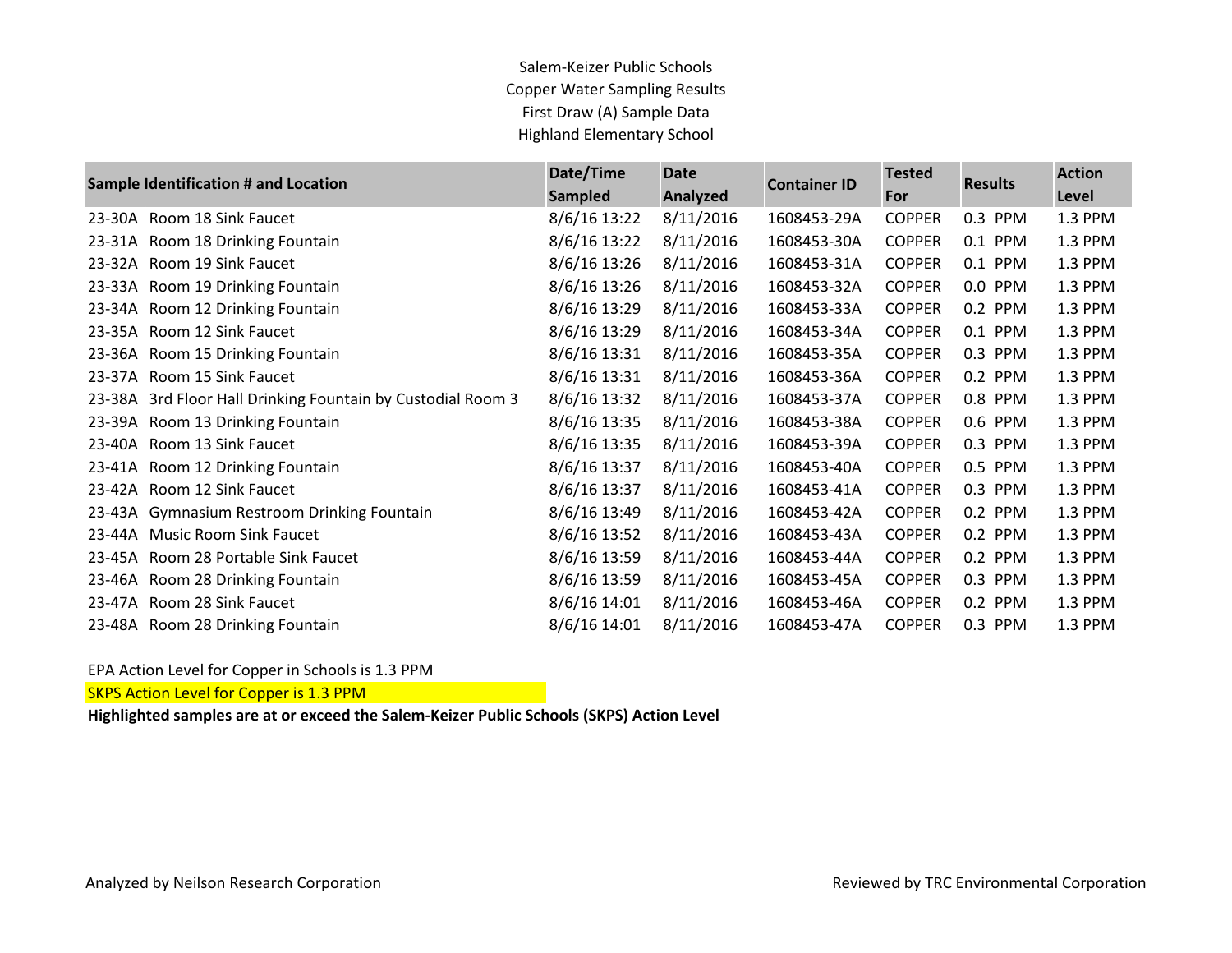Salem-Keizer Public Schools
Copper Water Sampling Results
First Draw (A) Sample Data
Highland Elementary School

| Sample Identification # and Location | Date/Time Sampled | Date Analyzed | Container ID | Tested For | Results | Action Level |
|---|---|---|---|---|---|---|
| 23-30A Room 18 Sink Faucet | 8/6/16 13:22 | 8/11/2016 | 1608453-29A | COPPER | 0.3 PPM | 1.3 PPM |
| 23-31A Room 18 Drinking Fountain | 8/6/16 13:22 | 8/11/2016 | 1608453-30A | COPPER | 0.1 PPM | 1.3 PPM |
| 23-32A Room 19 Sink Faucet | 8/6/16 13:26 | 8/11/2016 | 1608453-31A | COPPER | 0.1 PPM | 1.3 PPM |
| 23-33A Room 19 Drinking Fountain | 8/6/16 13:26 | 8/11/2016 | 1608453-32A | COPPER | 0.0 PPM | 1.3 PPM |
| 23-34A Room 12 Drinking Fountain | 8/6/16 13:29 | 8/11/2016 | 1608453-33A | COPPER | 0.2 PPM | 1.3 PPM |
| 23-35A Room 12 Sink Faucet | 8/6/16 13:29 | 8/11/2016 | 1608453-34A | COPPER | 0.1 PPM | 1.3 PPM |
| 23-36A Room 15 Drinking Fountain | 8/6/16 13:31 | 8/11/2016 | 1608453-35A | COPPER | 0.3 PPM | 1.3 PPM |
| 23-37A Room 15 Sink Faucet | 8/6/16 13:31 | 8/11/2016 | 1608453-36A | COPPER | 0.2 PPM | 1.3 PPM |
| 23-38A 3rd Floor Hall Drinking Fountain by Custodial Room 3 | 8/6/16 13:32 | 8/11/2016 | 1608453-37A | COPPER | 0.8 PPM | 1.3 PPM |
| 23-39A Room 13 Drinking Fountain | 8/6/16 13:35 | 8/11/2016 | 1608453-38A | COPPER | 0.6 PPM | 1.3 PPM |
| 23-40A Room 13 Sink Faucet | 8/6/16 13:35 | 8/11/2016 | 1608453-39A | COPPER | 0.3 PPM | 1.3 PPM |
| 23-41A Room 12 Drinking Fountain | 8/6/16 13:37 | 8/11/2016 | 1608453-40A | COPPER | 0.5 PPM | 1.3 PPM |
| 23-42A Room 12 Sink Faucet | 8/6/16 13:37 | 8/11/2016 | 1608453-41A | COPPER | 0.3 PPM | 1.3 PPM |
| 23-43A Gymnasium Restroom Drinking Fountain | 8/6/16 13:49 | 8/11/2016 | 1608453-42A | COPPER | 0.2 PPM | 1.3 PPM |
| 23-44A Music Room Sink Faucet | 8/6/16 13:52 | 8/11/2016 | 1608453-43A | COPPER | 0.2 PPM | 1.3 PPM |
| 23-45A Room 28 Portable Sink Faucet | 8/6/16 13:59 | 8/11/2016 | 1608453-44A | COPPER | 0.2 PPM | 1.3 PPM |
| 23-46A Room 28 Drinking Fountain | 8/6/16 13:59 | 8/11/2016 | 1608453-45A | COPPER | 0.3 PPM | 1.3 PPM |
| 23-47A Room 28 Sink Faucet | 8/6/16 14:01 | 8/11/2016 | 1608453-46A | COPPER | 0.2 PPM | 1.3 PPM |
| 23-48A Room 28 Drinking Fountain | 8/6/16 14:01 | 8/11/2016 | 1608453-47A | COPPER | 0.3 PPM | 1.3 PPM |

EPA Action Level for Copper in Schools is 1.3 PPM

SKPS Action Level for Copper is 1.3 PPM

**Highlighted samples are at or exceed the Salem-Keizer Public Schools (SKPS) Action Level**

Analyzed by Neilson Research Corporation

Reviewed by TRC Environmental Corporation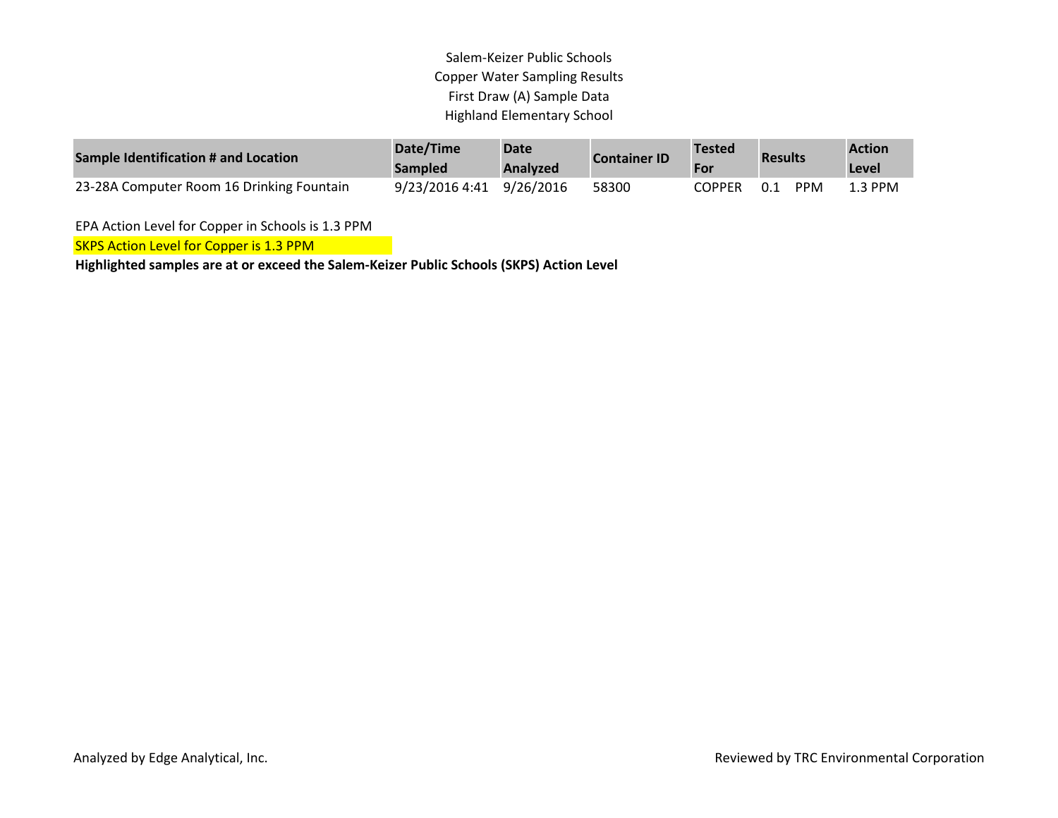Salem-Keizer Public Schools
Copper Water Sampling Results
First Draw (A) Sample Data
Highland Elementary School

| Sample Identification # and Location | Date/Time Sampled | Date Analyzed | Container ID | Tested For | Results | | Action Level |
|---|---|---|---|---|---|---|---|
| 23-28A Computer Room 16 Drinking Fountain | 9/23/2016 4:41 | 9/26/2016 | 58300 | COPPER | 0.1 | PPM | 1.3 PPM |

EPA Action Level for Copper in Schools is 1.3 PPM

SKPS Action Level for Copper is 1.3 PPM

**Highlighted samples are at or exceed the Salem-Keizer Public Schools (SKPS) Action Level**

Analyzed by Edge Analytical, Inc.

Reviewed by TRC Environmental Corporation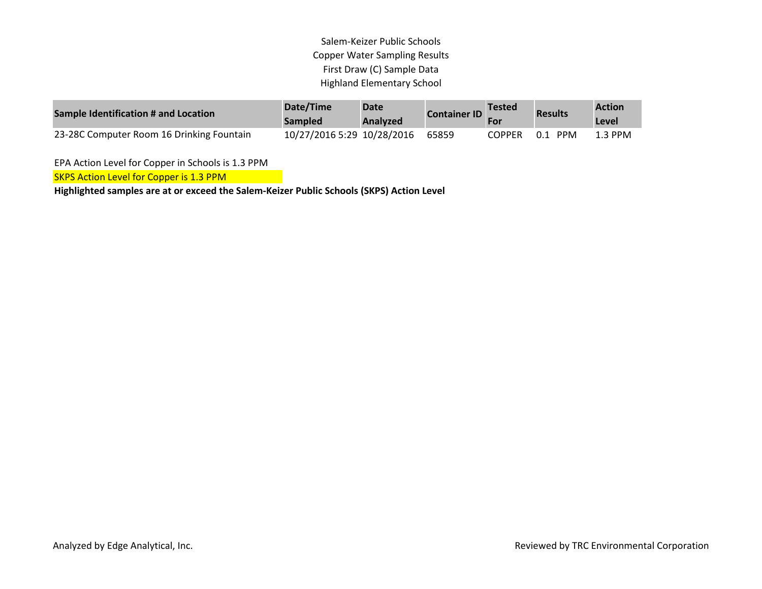Salem-Keizer Public Schools
Copper Water Sampling Results
First Draw (C) Sample Data
Highland Elementary School

| Sample Identification # and Location | Date/Time Sampled | Date Analyzed | Container ID | Tested For | Results | Action Level |
|---|---|---|---|---|---|---|
| 23-28C Computer Room 16 Drinking Fountain | 10/27/2016 5:29 | 10/28/2016 | 65859 | COPPER | 0.1 PPM | 1.3 PPM |

EPA Action Level for Copper in Schools is 1.3 PPM

SKPS Action Level for Copper is 1.3 PPM

**Highlighted samples are at or exceed the Salem-Keizer Public Schools (SKPS) Action Level**

Analyzed by Edge Analytical, Inc.

Reviewed by TRC Environmental Corporation